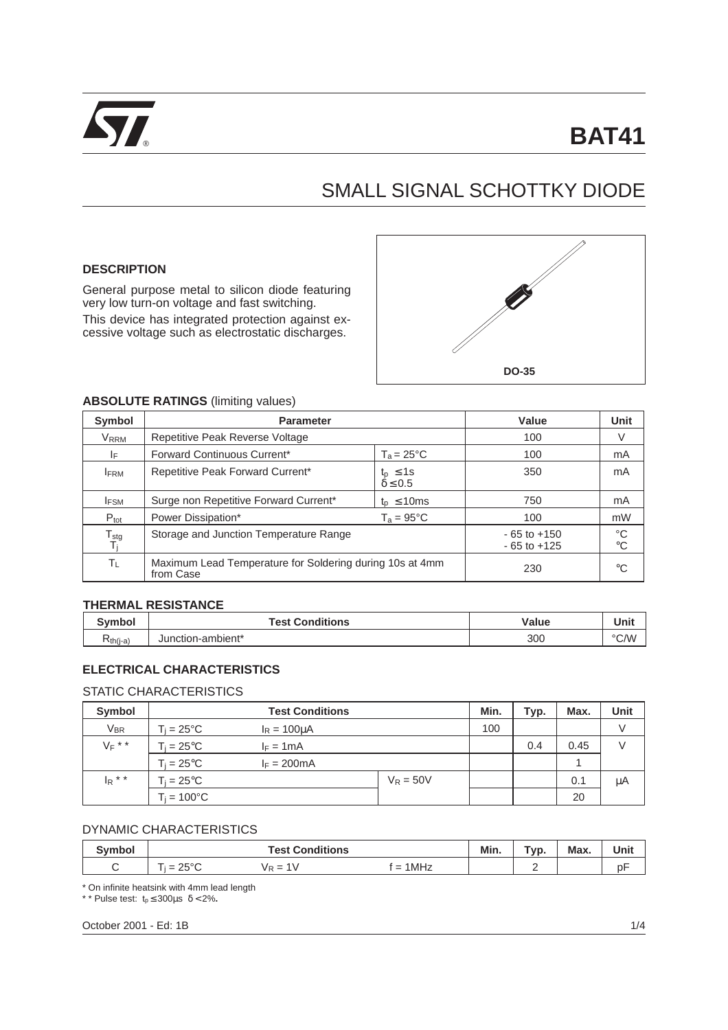# BAT41

## SMALL SIGNAL SCHOTTKY DIODE

### DESCRIPTION

General purpose metal to silicon diode featuring very low turn-on voltage and fast switching.

This device has integrated protection against excessive voltage such as electrostatic discharges.

DO-35

### ABSOLUTE RATINGS (limiting values)

| Symbol | Parameter | | Value | Unit |
|---|---|---|---|---|
| $V_{RRM}$ | Repetitive Peak Reverse Voltage | | 100 | V |
| $I_F$ | Forward Continuous Current* | $T_a = 25°C$ | 100 | mA |
| $I_{FRM}$ | Repetitive Peak Forward Current* | $t_p \leq 1s$ $\delta \leq 0.5$ | 350 | mA |
| $I_{FSM}$ | Surge non Repetitive Forward Current* | $t_p \leq 10ms$ | 750 | mA |
| $P_{tot}$ | Power Dissipation* | $T_a = 95°C$ | 100 | mW |
| $T_{stg}$ $T_j$ | Storage and Junction Temperature Range | | - 65 to +150 - 65 to +125 | °C °C |
| $T_L$ | Maximum Lead Temperature for Soldering during 10s at 4mm from Case | | 230 | °C |

### THERMAL RESISTANCE

| Symbol | Test Conditions | Value | Unit |
|---|---|---|---|
| $R_{th(j-a)}$ | Junction-ambient* | 300 | °C/W |

### ELECTRICAL CHARACTERISTICS

#### STATIC CHARACTERISTICS

| Symbol | Test Conditions | | | Min. | Typ. | Max. | Unit |
|---|---|---|---|---|---|---|---|
| $V_{BR}$ | $T_j = 25°C$ | $I_R = 100\mu A$ | | 100 | | | V |
| $V_F$ * * | $T_j = 25°C$ | $I_F = 1mA$ | | | 0.4 | 0.45 | V |
| | $T_j = 25°C$ | $I_F = 200mA$ | | | | 1 | |
| $I_R$ * * | $T_j = 25°C$ | | $V_R = 50V$ | | | 0.1 | µA |
| | $T_j = 100°C$ | | | | | 20 | |

#### DYNAMIC CHARACTERISTICS

| Symbol | Test Conditions | | | Min. | Typ. | Max. | Unit |
|---|---|---|---|---|---|---|---|
| C | $T_j = 25°C$ | $V_R = 1V$ | f = 1MHz | | 2 | | pF |

\* On infinite heatsink with 4mm lead length

\* \* Pulse test: $t_p \leq 300\mu s$ $\delta < 2\%$.

October 2001 - Ed: 1B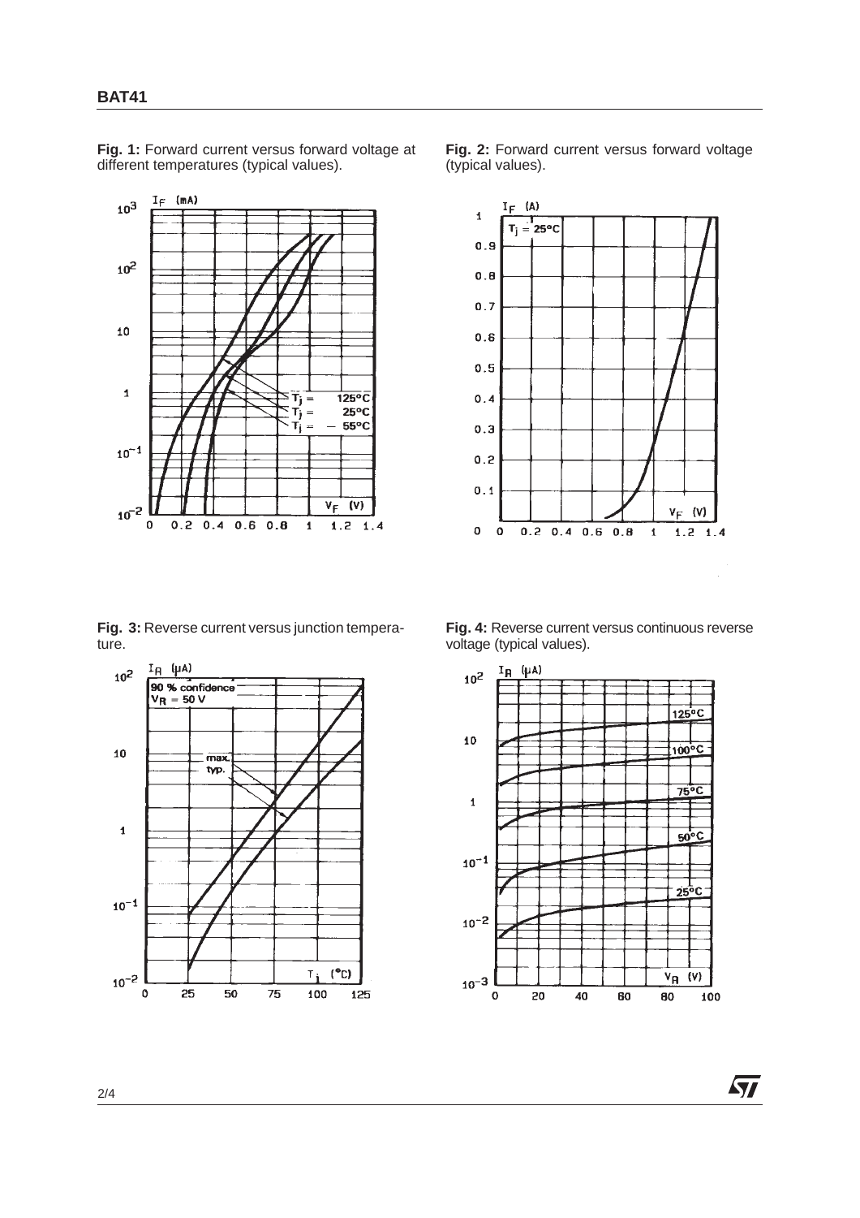**Fig. 1:** Forward current versus forward voltage at different temperatures (typical values).

**Fig. 2:** Forward current versus forward voltage (typical values).

**Fig. 3:** Reverse current versus junction temperature.

**Fig. 4:** Reverse current versus continuous reverse voltage (typical values).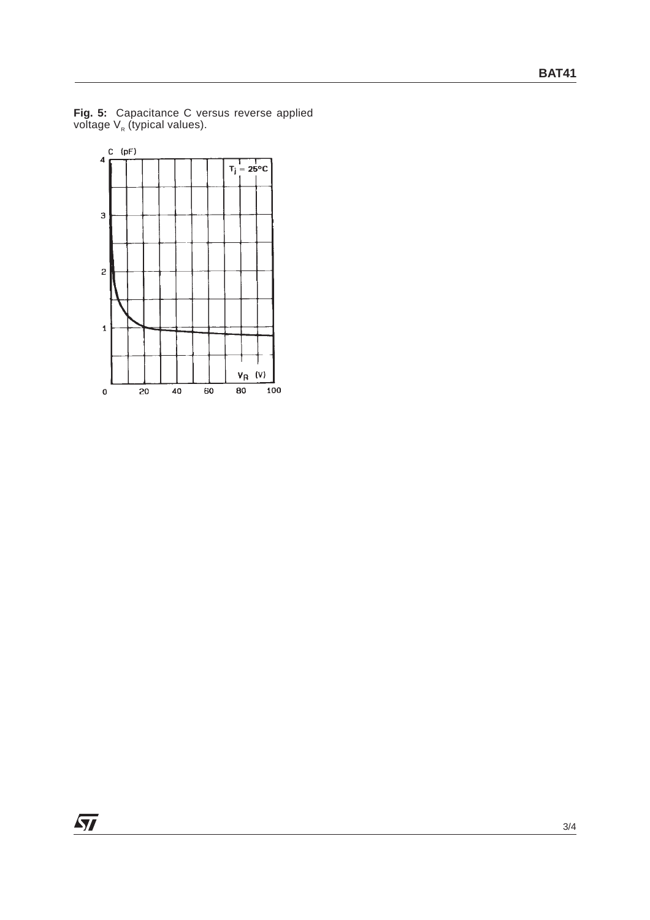**Fig. 5:** Capacitance C versus reverse applied voltage $V_R$ (typical values).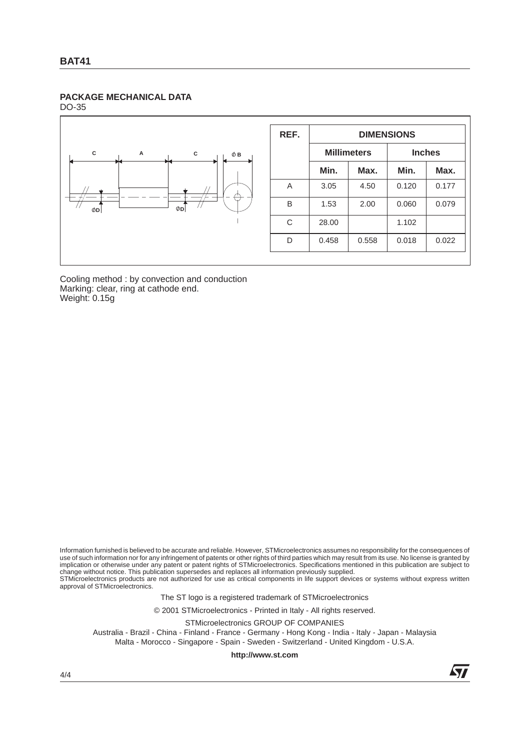## PACKAGE MECHANICAL DATA

DO-35

C
A
C
Ø B
ØD
ØD

| REF. | DIMENSIONS | | | |
|---|---|---|---|---|
| | Millimeters | | Inches | |
| | Min. | Max. | Min. | Max. |
| A | 3.05 | 4.50 | 0.120 | 0.177 |
| B | 1.53 | 2.00 | 0.060 | 0.079 |
| C | 28.00 | | 1.102 | |
| D | 0.458 | 0.558 | 0.018 | 0.022 |

Cooling method : by convection and conduction
Marking: clear, ring at cathode end.
Weight: 0.15g

Information furnished is believed to be accurate and reliable. However, STMicroelectronics assumes no responsibility for the consequences of use of such information nor for any infringement of patents or other rights of third parties which may result from its use. No license is granted by implication or otherwise under any patent or patent rights of STMicroelectronics. Specifications mentioned in this publication are subject to change without notice. This publication supersedes and replaces all information previously supplied.
STMicroelectronics products are not authorized for use as critical components in life support devices or systems without express written approval of STMicroelectronics.

The ST logo is a registered trademark of STMicroelectronics

© 2001 STMicroelectronics - Printed in Italy - All rights reserved.

STMicroelectronics GROUP OF COMPANIES

Australia - Brazil - China - Finland - France - Germany - Hong Kong - India - Italy - Japan - Malaysia
Malta - Morocco - Singapore - Spain - Sweden - Switzerland - United Kingdom - U.S.A.

**http://www.st.com**